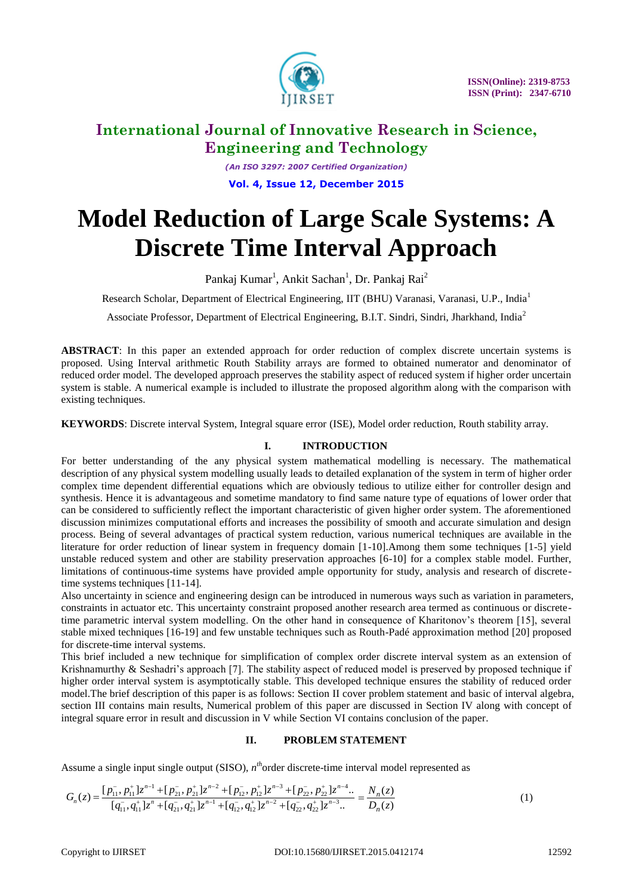# International Journal of Innovative Research in Science, Engineering and Technology

*(An ISO 3297: 2007 Certified Organization)*

**Vol. 4, Issue 12, December 2015**

# Model Reduction of Large Scale Systems: A Discrete Time Interval Approach

Pankaj Kumar[1], Ankit Sachan[1], Dr. Pankaj Rai[2]

Research Scholar, Department of Electrical Engineering, IIT (BHU) Varanasi, Varanasi, U.P., India[1]

Associate Professor, Department of Electrical Engineering, B.I.T. Sindri, Sindri, Jharkhand, India[2]

**ABSTRACT**: In this paper an extended approach for order reduction of complex discrete uncertain systems is proposed. Using Interval arithmetic Routh Stability arrays are formed to obtained numerator and denominator of reduced order model. The developed approach preserves the stability aspect of reduced system if higher order uncertain system is stable. A numerical example is included to illustrate the proposed algorithm along with the comparison with existing techniques.

**KEYWORDS**: Discrete interval System, Integral square error (ISE), Model order reduction, Routh stability array.

## I. INTRODUCTION

For better understanding of the any physical system mathematical modelling is necessary. The mathematical description of any physical system modelling usually leads to detailed explanation of the system in term of higher order complex time dependent differential equations which are obviously tedious to utilize either for controller design and synthesis. Hence it is advantageous and sometime mandatory to find same nature type of equations of lower order that can be considered to sufficiently reflect the important characteristic of given higher order system. The aforementioned discussion minimizes computational efforts and increases the possibility of smooth and accurate simulation and design process. Being of several advantages of practical system reduction, various numerical techniques are available in the literature for order reduction of linear system in frequency domain [1-10].Among them some techniques [1-5] yield unstable reduced system and other are stability preservation approaches [6-10] for a complex stable model. Further, limitations of continuous-time systems have provided ample opportunity for study, analysis and research of discrete-time systems techniques [11-14].

Also uncertainty in science and engineering design can be introduced in numerous ways such as variation in parameters, constraints in actuator etc. This uncertainty constraint proposed another research area termed as continuous or discrete-time parametric interval system modelling. On the other hand in consequence of Kharitonov's theorem [15], several stable mixed techniques [16-19] and few unstable techniques such as Routh-Padé approximation method [20] proposed for discrete-time interval systems.

This brief included a new technique for simplification of complex order discrete interval system as an extension of Krishnamurthy & Seshadri's approach [7]. The stability aspect of reduced model is preserved by proposed technique if higher order interval system is asymptotically stable. This developed technique ensures the stability of reduced order model.The brief description of this paper is as follows: Section II cover problem statement and basic of interval algebra, section III contains main results, Numerical problem of this paper are discussed in Section IV along with concept of integral square error in result and discussion in V while Section VI contains conclusion of the paper.

## II. PROBLEM STATEMENT

Assume a single input single output (SISO), $n^{th}$order discrete-time interval model represented as

$$G_n(z) = \frac{[p_{11}^-, p_{11}^+]z^{n-1} + [p_{21}^-, p_{21}^+]z^{n-2} + [p_{12}^-, p_{12}^+]z^{n-3} + [p_{22}^-, p_{22}^+]z^{n-4}..}{[q_{11}^-, q_{11}^+]z^{n} + [q_{21}^-, q_{21}^+]z^{n-1} + [q_{12}^-, q_{12}^+]z^{n-2} + [q_{22}^-, q_{22}^+]z^{n-3}..} = \frac{N_n(z)}{D_n(z)} \tag{1}$$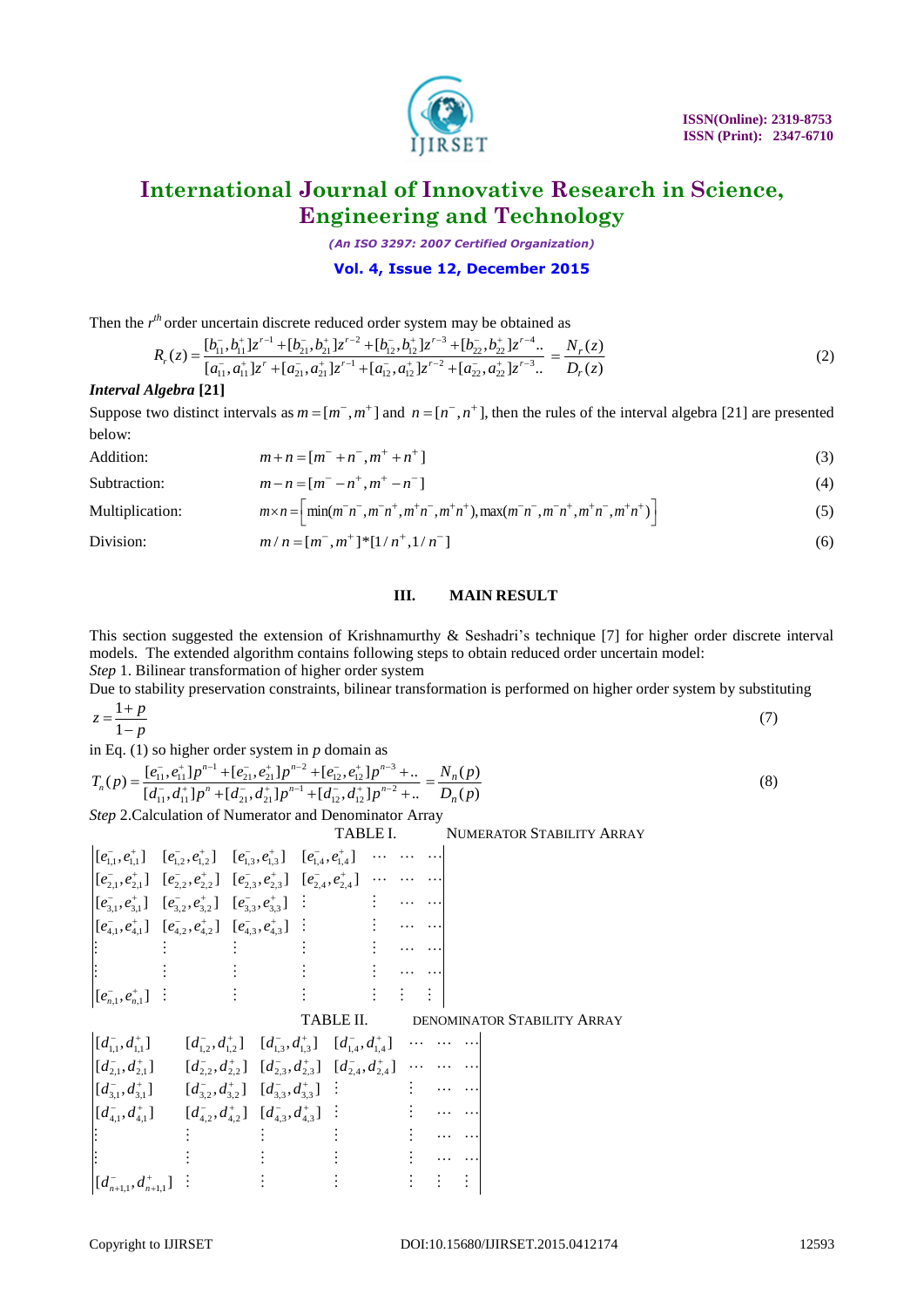Then the $r^{th}$ order uncertain discrete reduced order system may be obtained as

$$R_r(z) = \frac{[b_{11}^-, b_{11}^+]z^{r-1} + [b_{21}^-, b_{21}^+]z^{r-2} + [b_{12}^-, b_{12}^+]z^{r-3} + [b_{22}^-, b_{22}^+]z^{r-4}..}{[a_{11}^-, a_{11}^+]z^{r} + [a_{21}^-, a_{21}^+]z^{r-1} + [a_{12}^-, a_{12}^+]z^{r-2} + [a_{22}^-, a_{22}^+]z^{r-3}..} = \frac{N_r(z)}{D_r(z)} \tag{2}$$

***Interval Algebra* [21]**

Suppose two distinct intervals as $m = [m^-, m^+]$ and $n = [n^-, n^+]$, then the rules of the interval algebra [21] are presented below:

Addition: $$m + n = [m^- + n^-, m^+ + n^+] \tag{3}$$

Subtraction: $$m - n = [m^- - n^+, m^+ - n^-] \tag{4}$$

Multiplication: $$m \times n = \left[\min(m^- n^-, m^- n^+, m^+ n^-, m^+ n^+), \max(m^- n^-, m^- n^+, m^+ n^-, m^+ n^+)\right] \tag{5}$$

Division: $$m / n = [m^-, m^+] * [1/n^+, 1/n^-] \tag{6}$$

## III. MAIN RESULT

This section suggested the extension of Krishnamurthy & Seshadri's technique [7] for higher order discrete interval models. The extended algorithm contains following steps to obtain reduced order uncertain model:

*Step* 1. Bilinear transformation of higher order system

Due to stability preservation constraints, bilinear transformation is performed on higher order system by substituting

$$z = \frac{1+p}{1-p} \tag{7}$$

in Eq. (1) so higher order system in $p$ domain as

$$T_n(p) = \frac{[e_{11}^-, e_{11}^+]p^{n-1} + [e_{21}^-, e_{21}^+]p^{n-2} + [e_{12}^-, e_{12}^+]p^{n-3} + ..}{[d_{11}^-, d_{11}^+]p^{n} + [d_{21}^-, d_{21}^+]p^{n-1} + [d_{12}^-, d_{12}^+]p^{n-2} + ..} = \frac{N_n(p)}{D_n(p)} \tag{8}$$

*Step* 2.Calculation of Numerator and Denominator Array

TABLE I. NUMERATOR STABILITY ARRAY

$$\begin{vmatrix}
[e_{1,1}^-, e_{1,1}^+] & [e_{1,2}^-, e_{1,2}^+] & [e_{1,3}^-, e_{1,3}^+] & [e_{1,4}^-, e_{1,4}^+] & \cdots & \cdots & \cdots \\
[e_{2,1}^-, e_{2,1}^+] & [e_{2,2}^-, e_{2,2}^+] & [e_{2,3}^-, e_{2,3}^+] & [e_{2,4}^-, e_{2,4}^+] & \cdots & \cdots & \cdots \\
[e_{3,1}^-, e_{3,1}^+] & [e_{3,2}^-, e_{3,2}^+] & [e_{3,3}^-, e_{3,3}^+] & \vdots & \vdots & \cdots & \cdots \\
[e_{4,1}^-, e_{4,1}^+] & [e_{4,2}^-, e_{4,2}^+] & [e_{4,3}^-, e_{4,3}^+] & \vdots & \vdots & \cdots & \cdots \\
\vdots & \vdots & \vdots & \vdots & \vdots & \cdots & \cdots \\
\vdots & \vdots & \vdots & \vdots & \vdots & \cdots & \cdots \\
[e_{n,1}^-, e_{n,1}^+] & \vdots & \vdots & \vdots & \vdots & \vdots & \vdots
\end{vmatrix}$$

TABLE II. DENOMINATOR STABILITY ARRAY

$$\begin{vmatrix}
[d_{1,1}^-, d_{1,1}^+] & [d_{1,2}^-, d_{1,2}^+] & [d_{1,3}^-, d_{1,3}^+] & [d_{1,4}^-, d_{1,4}^+] & \cdots & \cdots & \cdots \\
[d_{2,1}^-, d_{2,1}^+] & [d_{2,2}^-, d_{2,2}^+] & [d_{2,3}^-, d_{2,3}^+] & [d_{2,4}^-, d_{2,4}^+] & \cdots & \cdots & \cdots \\
[d_{3,1}^-, d_{3,1}^+] & [d_{3,2}^-, d_{3,2}^+] & [d_{3,3}^-, d_{3,3}^+] & \vdots & \vdots & \cdots & \cdots \\
[d_{4,1}^-, d_{4,1}^+] & [d_{4,2}^-, d_{4,2}^+] & [d_{4,3}^-, d_{4,3}^+] & \vdots & \vdots & \cdots & \cdots \\
\vdots & \vdots & \vdots & \vdots & \vdots & \cdots & \cdots \\
\vdots & \vdots & \vdots & \vdots & \vdots & \cdots & \cdots \\
[d_{n+1,1}^-, d_{n+1,1}^+] & \vdots & \vdots & \vdots & \vdots & \vdots & \vdots
\end{vmatrix}$$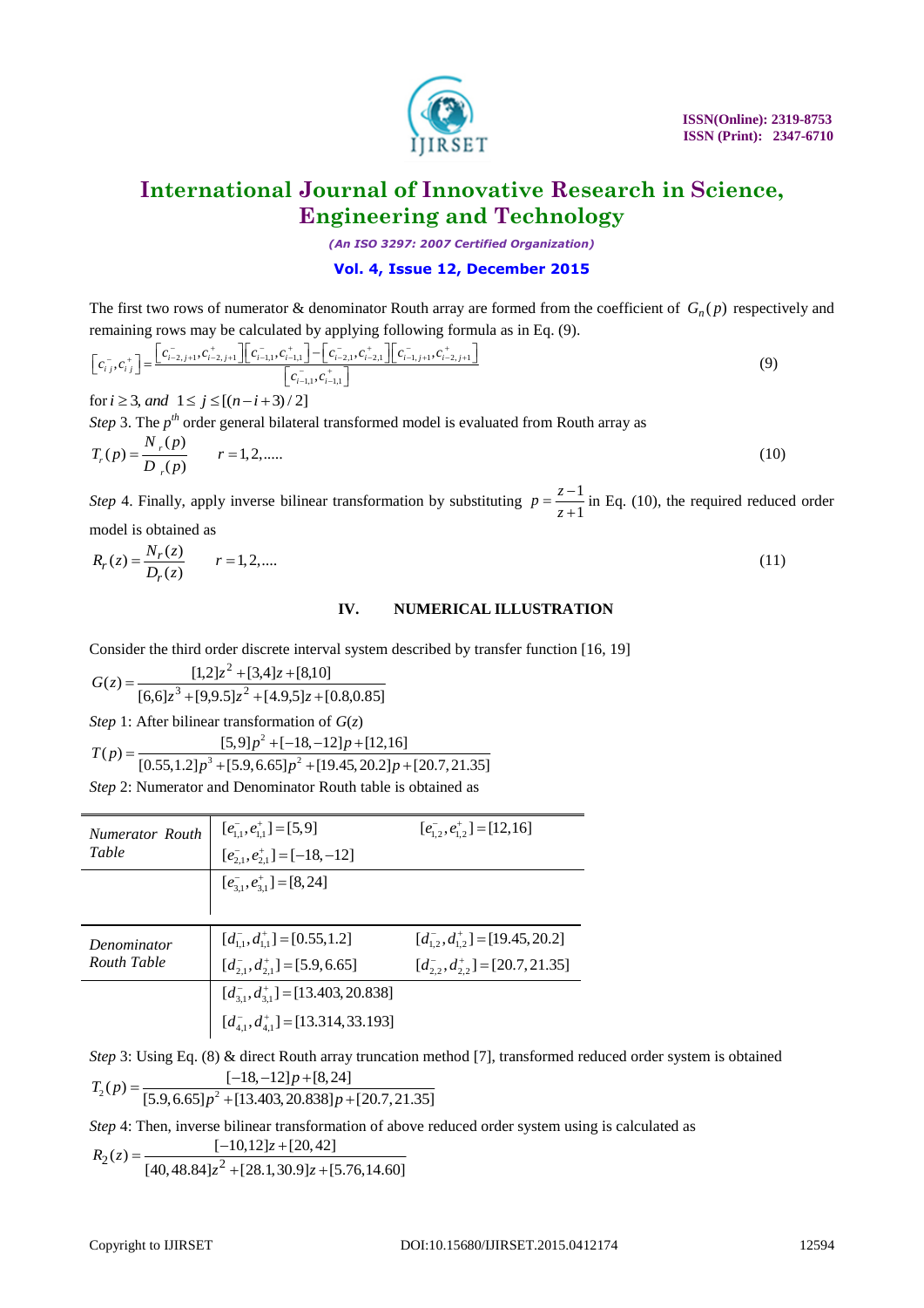The first two rows of numerator & denominator Routh array are formed from the coefficient of $G_n(p)$ respectively and remaining rows may be calculated by applying following formula as in Eq. (9).

$$\left[c_{ij}^{-},c_{ij}^{+}\right]=\frac{\left[c_{i-2,j+1}^{-},c_{i-2,j+1}^{+}\right]\left[c_{i-1,1}^{-},c_{i-1,1}^{+}\right]-\left[c_{i-2,1}^{-},c_{i-2,1}^{+}\right]\left[c_{i-1,j+1}^{-},c_{i-2,j+1}^{+}\right]}{\left[c_{i-1,1}^{-},c_{i-1,1}^{+}\right]} \tag{9}$$

for $i \geq 3$, and $1 \leq j \leq [(n-i+3)/2]$

*Step* 3. The $p^{th}$ order general bilateral transformed model is evaluated from Routh array as

$$T_r(p)=\frac{N_r(p)}{D_r(p)} \qquad r=1,2,..... \tag{10}$$

*Step* 4. Finally, apply inverse bilinear transformation by substituting $p=\dfrac{z-1}{z+1}$ in Eq. (10), the required reduced order model is obtained as

$$R_r(z)=\frac{N_r(z)}{D_r(z)} \qquad r=1,2,.... \tag{11}$$

## IV. NUMERICAL ILLUSTRATION

Consider the third order discrete interval system described by transfer function [16, 19]

$$G(z)=\frac{[1,2]z^2+[3,4]z+[8,10]}{[6,6]z^3+[9,9.5]z^2+[4.9,5]z+[0.8,0.85]}$$

*Step* 1: After bilinear transformation of $G(z)$

$$T(p)=\frac{[5,9]p^2+[-18,-12]p+[12,16]}{[0.55,1.2]p^3+[5.9,6.65]p^2+[19.45,20.2]p+[20.7,21.35]}$$

*Step* 2: Numerator and Denominator Routh table is obtained as

| | | |
|---|---|---|
| *Numerator Routh Table* | $[e_{1,1}^{-},e_{1,1}^{+}]=[5,9]$ | $[e_{1,2}^{-},e_{1,2}^{+}]=[12,16]$ |
| | $[e_{2,1}^{-},e_{2,1}^{+}]=[-18,-12]$ | |
| | $[e_{3,1}^{-},e_{3,1}^{+}]=[8,24]$ | |
| *Denominator Routh Table* | $[d_{1,1}^{-},d_{1,1}^{+}]=[0.55,1.2]$ | $[d_{1,2}^{-},d_{1,2}^{+}]=[19.45,20.2]$ |
| | $[d_{2,1}^{-},d_{2,1}^{+}]=[5.9,6.65]$ | $[d_{2,2}^{-},d_{2,2}^{+}]=[20.7,21.35]$ |
| | $[d_{3,1}^{-},d_{3,1}^{+}]=[13.403,20.838]$ | |
| | $[d_{4,1}^{-},d_{4,1}^{+}]=[13.314,33.193]$ | |

*Step* 3: Using Eq. (8) & direct Routh array truncation method [7], transformed reduced order system is obtained

$$T_2(p)=\frac{[-18,-12]p+[8,24]}{[5.9,6.65]p^2+[13.403,20.838]p+[20.7,21.35]}$$

*Step* 4: Then, inverse bilinear transformation of above reduced order system using is calculated as

$$R_2(z)=\frac{[-10,12]z+[20,42]}{[40,48.84]z^2+[28.1,30.9]z+[5.76,14.60]}$$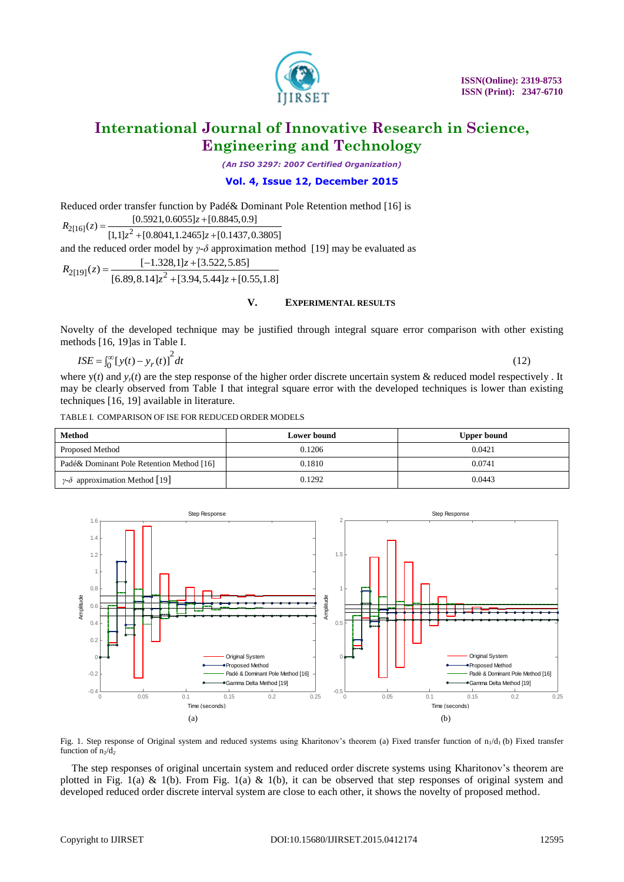Reduced order transfer function by Padé& Dominant Pole Retention method [16] is

$$R_{2[16]}(z) = \frac{[0.5921, 0.6055]z + [0.8845, 0.9]}{[1,1]z^2 + [0.8041, 1.2465]z + [0.1437, 0.3805]}$$

and the reduced order model by $\gamma$-$\delta$ approximation method [19] may be evaluated as

$$R_{2[19]}(z) = \frac{[-1.328, 1]z + [3.522, 5.85]}{[6.89, 8.14]z^2 + [3.94, 5.44]z + [0.55, 1.8]}$$

## V. EXPERIMENTAL RESULTS

Novelty of the developed technique may be justified through integral square error comparison with other existing methods [16, 19]as in Table I.

$$ISE = \int_0^{\infty} [y(t) - y_r(t)]^2 dt \qquad (12)$$

where $y(t)$ and $y_r(t)$ are the step response of the higher order discrete uncertain system & reduced model respectively . It may be clearly observed from Table I that integral square error with the developed techniques is lower than existing techniques [16, 19] available in literature.

TABLE I. COMPARISON OF ISE FOR REDUCED ORDER MODELS

| Method | Lower bound | Upper bound |
|---|---|---|
| Proposed Method | 0.1206 | 0.0421 |
| Padé& Dominant Pole Retention Method [16] | 0.1810 | 0.0741 |
| $\gamma$-$\delta$ approximation Method [19] | 0.1292 | 0.0443 |

Fig. 1. Step response of Original system and reduced systems using Kharitonov's theorem (a) Fixed transfer function of $n_1/d_1$ (b) Fixed transfer function of $n_2/d_2$

The step responses of original uncertain system and reduced order discrete systems using Kharitonov's theorem are plotted in Fig. 1(a) & 1(b). From Fig. 1(a) & 1(b), it can be observed that step responses of original system and developed reduced order discrete interval system are close to each other, it shows the novelty of proposed method.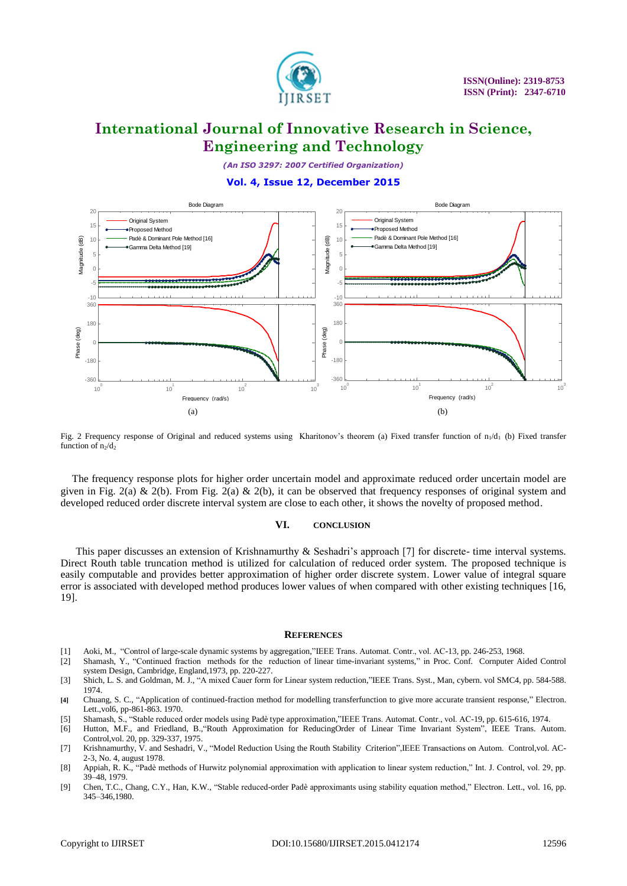Fig. 2 Frequency response of Original and reduced systems using Kharitonov's theorem (a) Fixed transfer function of $n_1/d_1$ (b) Fixed transfer function of $n_2/d_2$

The frequency response plots for higher order uncertain model and approximate reduced order uncertain model are given in Fig. 2(a) & 2(b). From Fig. 2(a) & 2(b), it can be observed that frequency responses of original system and developed reduced order discrete interval system are close to each other, it shows the novelty of proposed method.

## VI. CONCLUSION

This paper discusses an extension of Krishnamurthy & Seshadri's approach [7] for discrete- time interval systems. Direct Routh table truncation method is utilized for calculation of reduced order system. The proposed technique is easily computable and provides better approximation of higher order discrete system. Lower value of integral square error is associated with developed method produces lower values of when compared with other existing techniques [16, 19].

## REFERENCES

[1] Aoki, M., "Control of large-scale dynamic systems by aggregation,"IEEE Trans. Automat. Contr., vol. AC-13, pp. 246-253, 1968.

[2] Shamash, Y., "Continued fraction methods for the reduction of linear time-invariant systems," in Proc. Conf. Cornputer Aided Control system Design, Cambridge, England,1973, pp. 220-227.

[3] Shich, L. S. and Goldman, M. J., "A mixed Cauer form for Linear system reduction,"IEEE Trans. Syst., Man, cybern. vol SMC4, pp. 584-588. 1974.

[4] Chuang, S. C., "Application of continued-fraction method for modelling transferfunction to give more accurate transient response," Electron. Lett.,vol6, pp-861-863. 1970.

[5] Shamash, S., "Stable reduced order models using Padè type approximation,"IEEE Trans. Automat. Contr., vol. AC-19, pp. 615-616, 1974.

[6] Hutton, M.F., and Friedland, B.,"Routh Approximation for ReducingOrder of Linear Time Invariant System", IEEE Trans. Autom. Control,vol. 20, pp. 329-337, 1975.

[7] Krishnamurthy, V. and Seshadri, V., "Model Reduction Using the Routh Stability Criterion",IEEE Transactions on Autom. Control,vol. AC-2-3, No. 4, august 1978.

[8] Appiah, R. K., "Padè methods of Hurwitz polynomial approximation with application to linear system reduction," Int. J. Control, vol. 29, pp. 39–48, 1979.

[9] Chen, T.C., Chang, C.Y., Han, K.W., "Stable reduced-order Padè approximants using stability equation method," Electron. Lett., vol. 16, pp. 345–346,1980.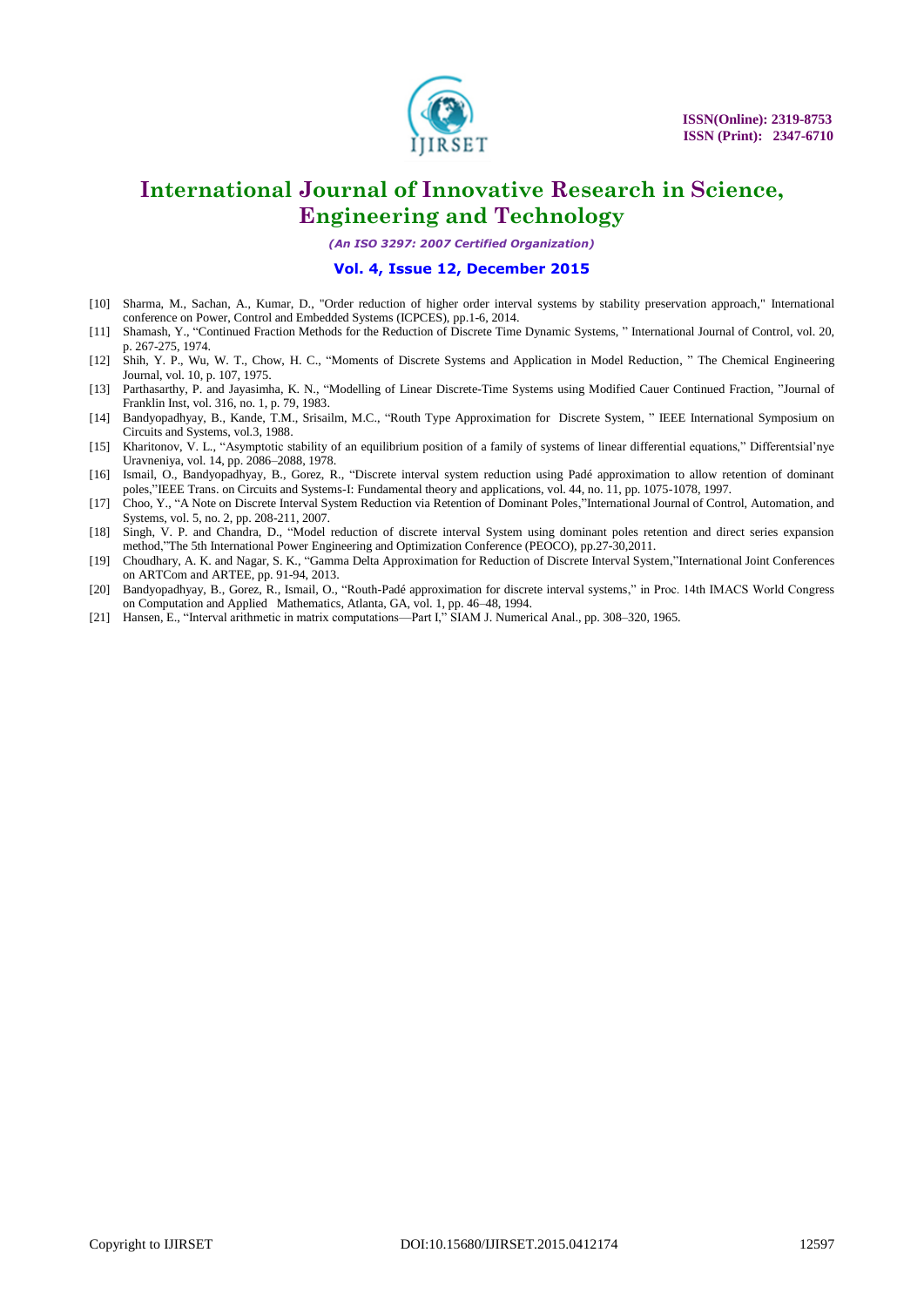[10] Sharma, M., Sachan, A., Kumar, D., "Order reduction of higher order interval systems by stability preservation approach," International conference on Power, Control and Embedded Systems (ICPCES), pp.1-6, 2014.

[11] Shamash, Y., "Continued Fraction Methods for the Reduction of Discrete Time Dynamic Systems, " International Journal of Control, vol. 20, p. 267-275, 1974.

[12] Shih, Y. P., Wu, W. T., Chow, H. C., "Moments of Discrete Systems and Application in Model Reduction, " The Chemical Engineering Journal, vol. 10, p. 107, 1975.

[13] Parthasarthy, P. and Jayasimha, K. N., "Modelling of Linear Discrete-Time Systems using Modified Cauer Continued Fraction, "Journal of Franklin Inst, vol. 316, no. 1, p. 79, 1983.

[14] Bandyopadhyay, B., Kande, T.M., Srisailm, M.C., "Routh Type Approximation for Discrete System, " IEEE International Symposium on Circuits and Systems, vol.3, 1988.

[15] Kharitonov, V. L., "Asymptotic stability of an equilibrium position of a family of systems of linear differential equations," Differentsial'nye Uravneniya, vol. 14, pp. 2086–2088, 1978.

[16] Ismail, O., Bandyopadhyay, B., Gorez, R., "Discrete interval system reduction using Padé approximation to allow retention of dominant poles,"IEEE Trans. on Circuits and Systems-I: Fundamental theory and applications, vol. 44, no. 11, pp. 1075-1078, 1997.

[17] Choo, Y., "A Note on Discrete Interval System Reduction via Retention of Dominant Poles,"International Journal of Control, Automation, and Systems, vol. 5, no. 2, pp. 208-211, 2007.

[18] Singh, V. P. and Chandra, D., "Model reduction of discrete interval System using dominant poles retention and direct series expansion method,"The 5th International Power Engineering and Optimization Conference (PEOCO), pp.27-30,2011.

[19] Choudhary, A. K. and Nagar, S. K., "Gamma Delta Approximation for Reduction of Discrete Interval System,"International Joint Conferences on ARTCom and ARTEE, pp. 91-94, 2013.

[20] Bandyopadhyay, B., Gorez, R., Ismail, O., "Routh-Padé approximation for discrete interval systems," in Proc. 14th IMACS World Congress on Computation and Applied Mathematics, Atlanta, GA, vol. 1, pp. 46–48, 1994.

[21] Hansen, E., "Interval arithmetic in matrix computations—Part I," SIAM J. Numerical Anal., pp. 308–320, 1965.